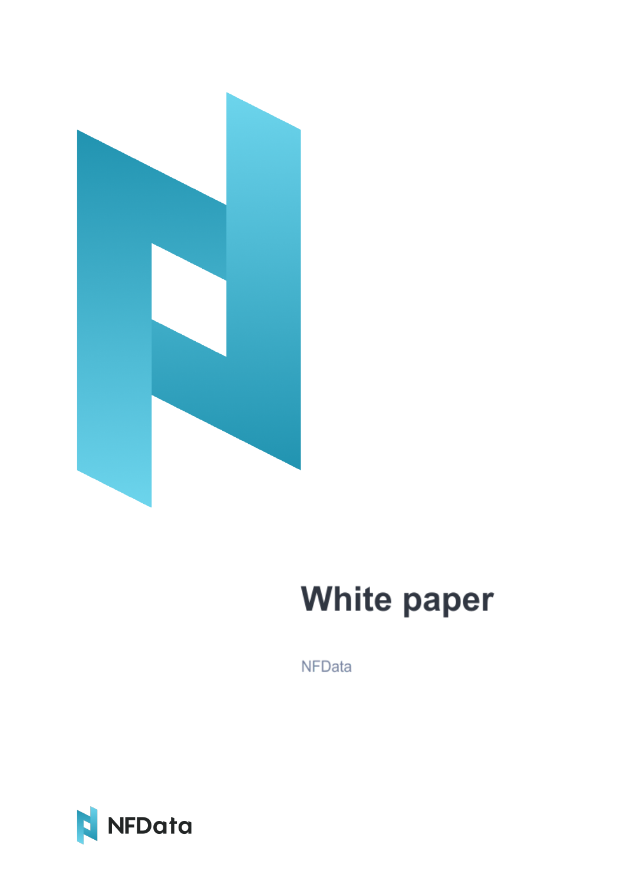# White paper

NFData

NFData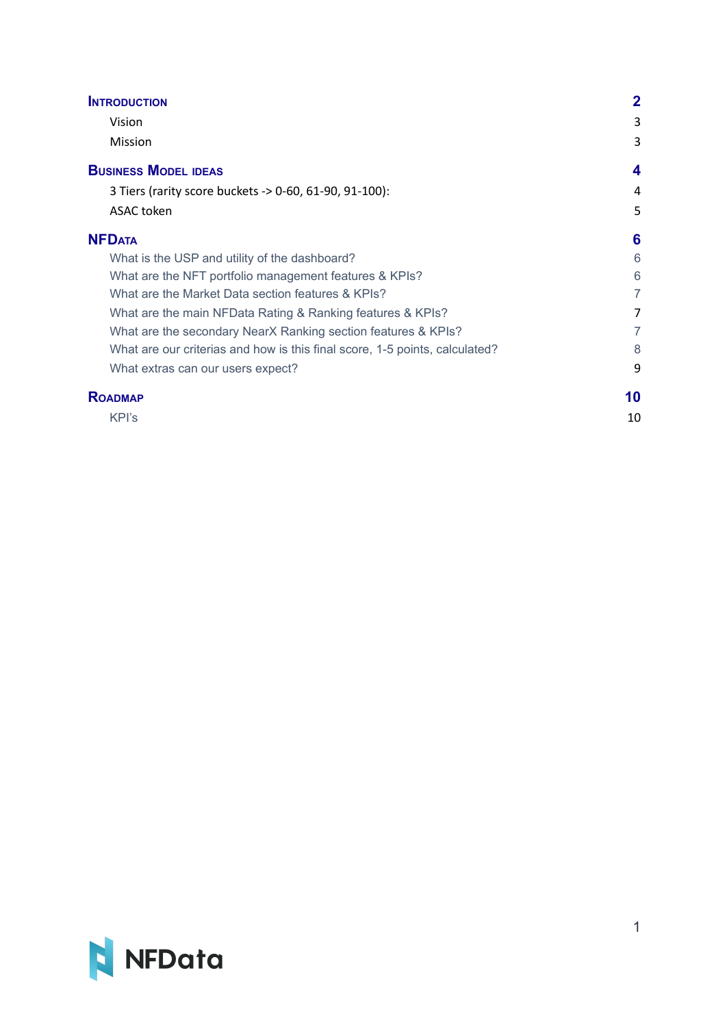- **Introduction** 2
  - Vision 3
  - Mission 3
- **Business Model ideas** 4
  - 3 Tiers (rarity score buckets -> 0-60, 61-90, 91-100): 4
  - ASAC token 5
- **NFData** 6
  - What is the USP and utility of the dashboard? 6
  - What are the NFT portfolio management features & KPIs? 6
  - What are the Market Data section features & KPIs? 7
  - What are the main NFData Rating & Ranking features & KPIs? 7
  - What are the secondary NearX Ranking section features & KPIs? 7
  - What are our criterias and how is this final score, 1-5 points, calculated? 8
  - What extras can our users expect? 9
- **Roadmap** 10
  - KPI's 10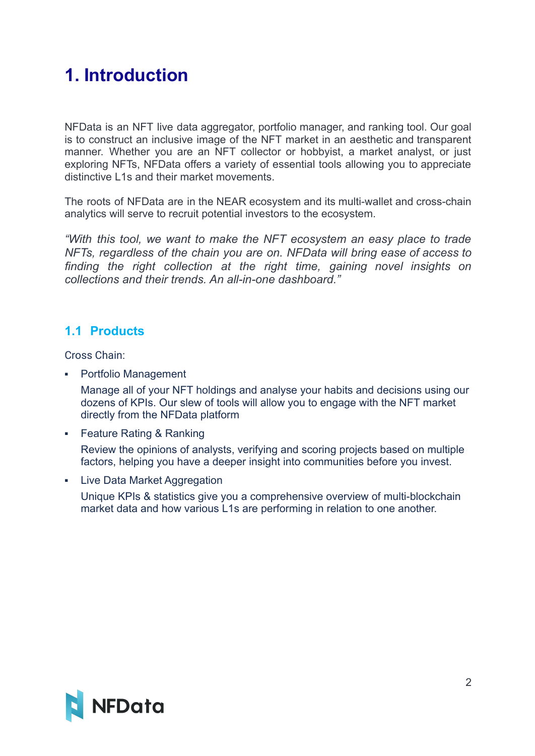# 1. Introduction

NFData is an NFT live data aggregator, portfolio manager, and ranking tool. Our goal is to construct an inclusive image of the NFT market in an aesthetic and transparent manner. Whether you are an NFT collector or hobbyist, a market analyst, or just exploring NFTs, NFData offers a variety of essential tools allowing you to appreciate distinctive L1s and their market movements.

The roots of NFData are in the NEAR ecosystem and its multi-wallet and cross-chain analytics will serve to recruit potential investors to the ecosystem.

*"With this tool, we want to make the NFT ecosystem an easy place to trade NFTs, regardless of the chain you are on. NFData will bring ease of access to finding the right collection at the right time, gaining novel insights on collections and their trends. An all-in-one dashboard."*

## 1.1 Products

Cross Chain:

- Portfolio Management

  Manage all of your NFT holdings and analyse your habits and decisions using our dozens of KPIs. Our slew of tools will allow you to engage with the NFT market directly from the NFData platform

- Feature Rating & Ranking

  Review the opinions of analysts, verifying and scoring projects based on multiple factors, helping you have a deeper insight into communities before you invest.

- Live Data Market Aggregation

  Unique KPIs & statistics give you a comprehensive overview of multi-blockchain market data and how various L1s are performing in relation to one another.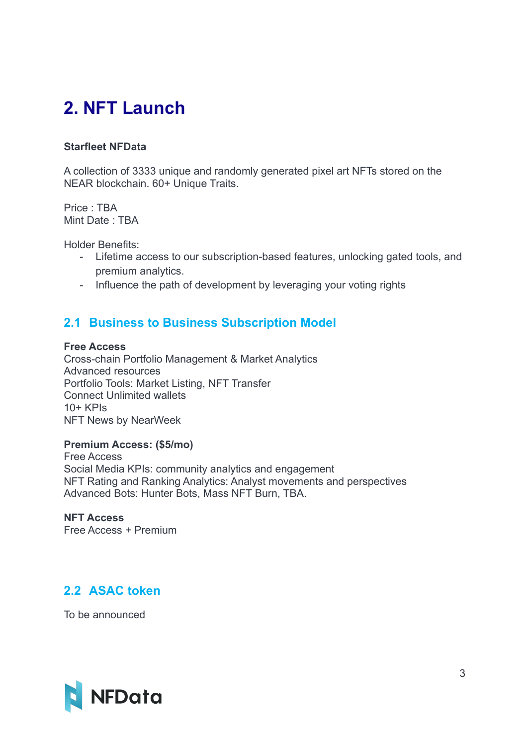# 2. NFT Launch

**Starfleet NFData**

A collection of 3333 unique and randomly generated pixel art NFTs stored on the NEAR blockchain. 60+ Unique Traits.

Price : TBA
Mint Date : TBA

Holder Benefits:

- Lifetime access to our subscription-based features, unlocking gated tools, and premium analytics.
- Influence the path of development by leveraging your voting rights

## 2.1 Business to Business Subscription Model

**Free Access**
Cross-chain Portfolio Management & Market Analytics
Advanced resources
Portfolio Tools: Market Listing, NFT Transfer
Connect Unlimited wallets
10+ KPIs
NFT News by NearWeek

**Premium Access: ($5/mo)**
Free Access
Social Media KPIs: community analytics and engagement
NFT Rating and Ranking Analytics: Analyst movements and perspectives
Advanced Bots: Hunter Bots, Mass NFT Burn, TBA.

**NFT Access**
Free Access + Premium

## 2.2 ASAC token

To be announced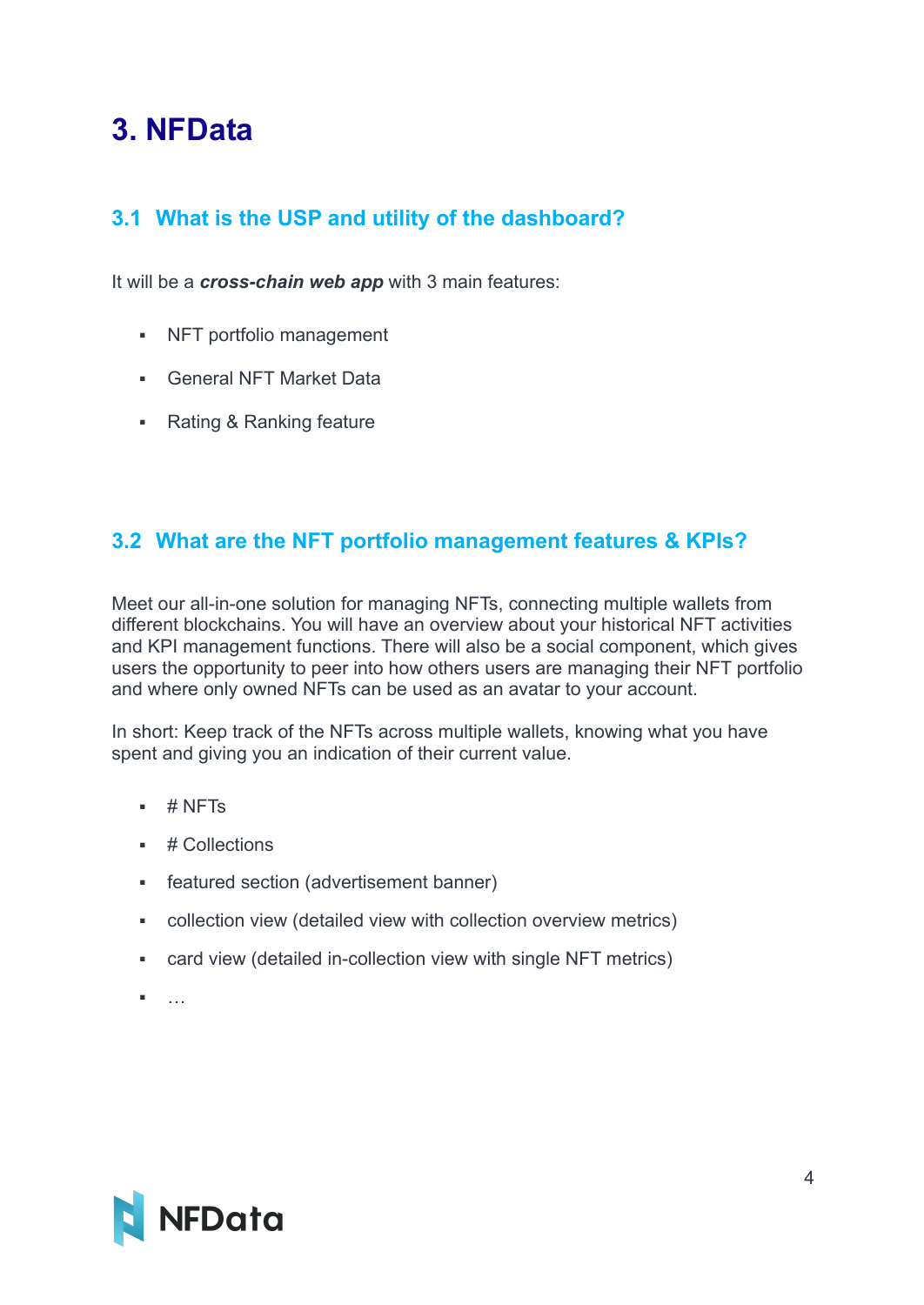# 3. NFData

## 3.1 What is the USP and utility of the dashboard?

It will be a ***cross-chain web app*** with 3 main features:

- NFT portfolio management
- General NFT Market Data
- Rating & Ranking feature

## 3.2 What are the NFT portfolio management features & KPIs?

Meet our all-in-one solution for managing NFTs, connecting multiple wallets from different blockchains. You will have an overview about your historical NFT activities and KPI management functions. There will also be a social component, which gives users the opportunity to peer into how others users are managing their NFT portfolio and where only owned NFTs can be used as an avatar to your account.

In short: Keep track of the NFTs across multiple wallets, knowing what you have spent and giving you an indication of their current value.

- # NFTs
- # Collections
- featured section (advertisement banner)
- collection view (detailed view with collection overview metrics)
- card view (detailed in-collection view with single NFT metrics)
- …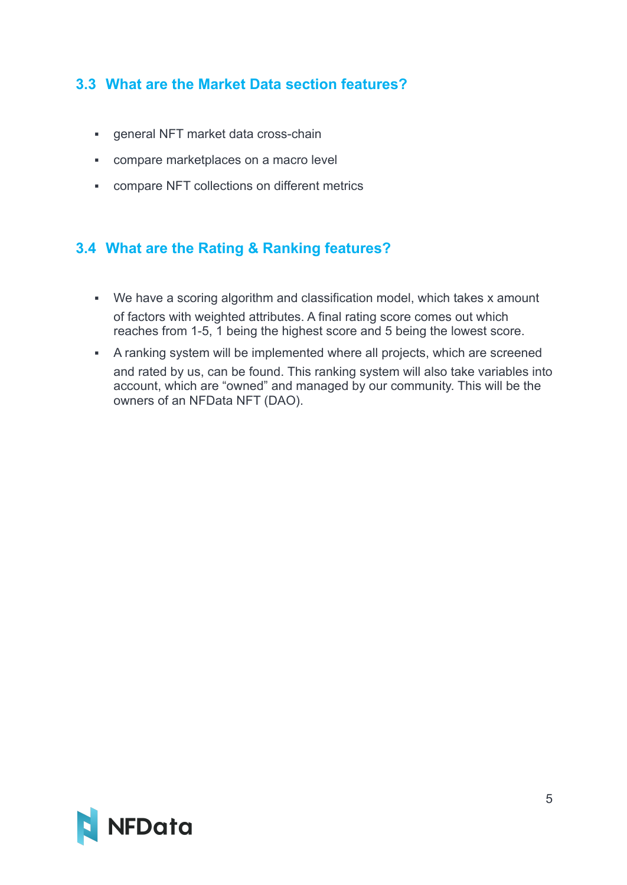## 3.3 What are the Market Data section features?

- general NFT market data cross-chain
- compare marketplaces on a macro level
- compare NFT collections on different metrics

## 3.4 What are the Rating & Ranking features?

- We have a scoring algorithm and classification model, which takes x amount of factors with weighted attributes. A final rating score comes out which reaches from 1-5, 1 being the highest score and 5 being the lowest score.
- A ranking system will be implemented where all projects, which are screened and rated by us, can be found. This ranking system will also take variables into account, which are "owned" and managed by our community. This will be the owners of an NFData NFT (DAO).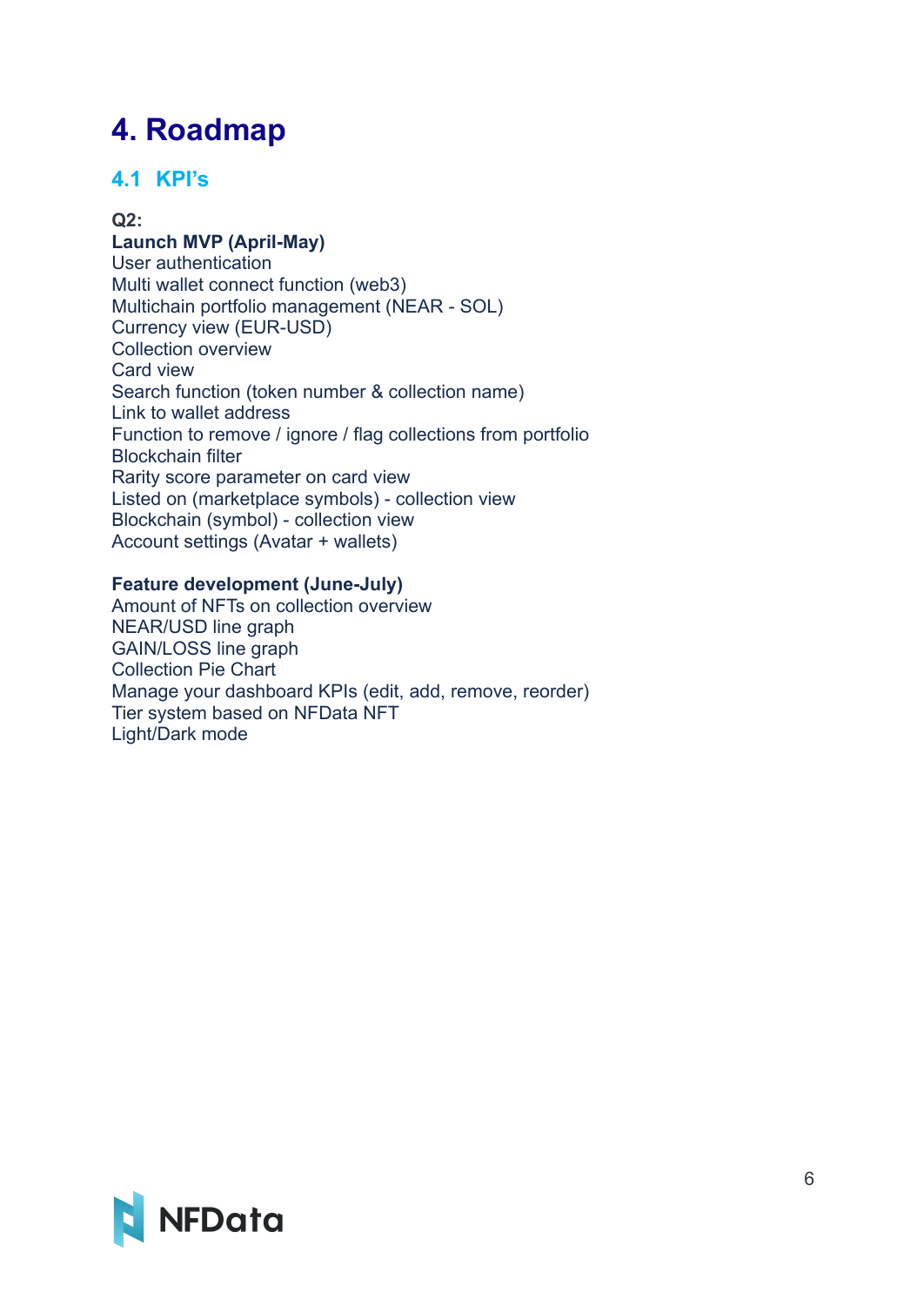# 4. Roadmap

## 4.1 KPI's

**Q2:**

**Launch MVP (April-May)**

User authentication
Multi wallet connect function (web3)
Multichain portfolio management (NEAR - SOL)
Currency view (EUR-USD)
Collection overview
Card view
Search function (token number & collection name)
Link to wallet address
Function to remove / ignore / flag collections from portfolio
Blockchain filter
Rarity score parameter on card view
Listed on (marketplace symbols) - collection view
Blockchain (symbol) - collection view
Account settings (Avatar + wallets)

**Feature development (June-July)**

Amount of NFTs on collection overview
NEAR/USD line graph
GAIN/LOSS line graph
Collection Pie Chart
Manage your dashboard KPIs (edit, add, remove, reorder)
Tier system based on NFData NFT
Light/Dark mode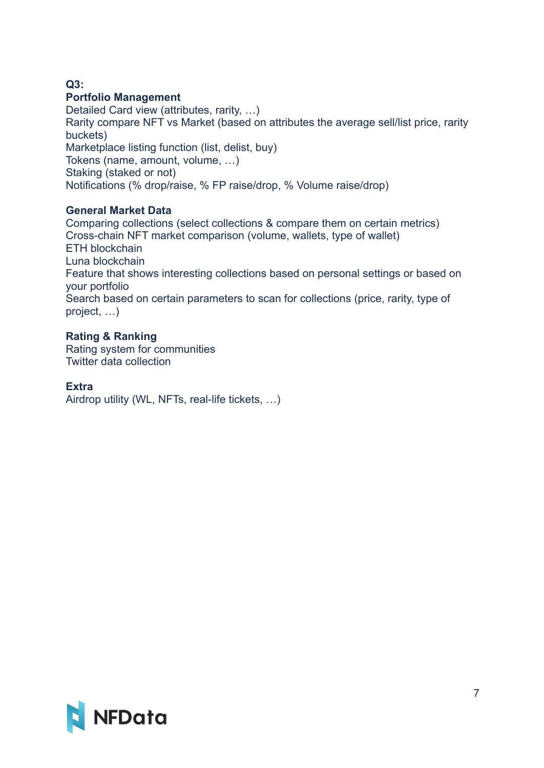**Q3:**

**Portfolio Management**

Detailed Card view (attributes, rarity, …)
Rarity compare NFT vs Market (based on attributes the average sell/list price, rarity buckets)
Marketplace listing function (list, delist, buy)
Tokens (name, amount, volume, …)
Staking (staked or not)
Notifications (% drop/raise, % FP raise/drop, % Volume raise/drop)

**General Market Data**

Comparing collections (select collections & compare them on certain metrics)
Cross-chain NFT market comparison (volume, wallets, type of wallet)
ETH blockchain
Luna blockchain
Feature that shows interesting collections based on personal settings or based on your portfolio
Search based on certain parameters to scan for collections (price, rarity, type of project, …)

**Rating & Ranking**

Rating system for communities
Twitter data collection

**Extra**

Airdrop utility (WL, NFTs, real-life tickets, …)